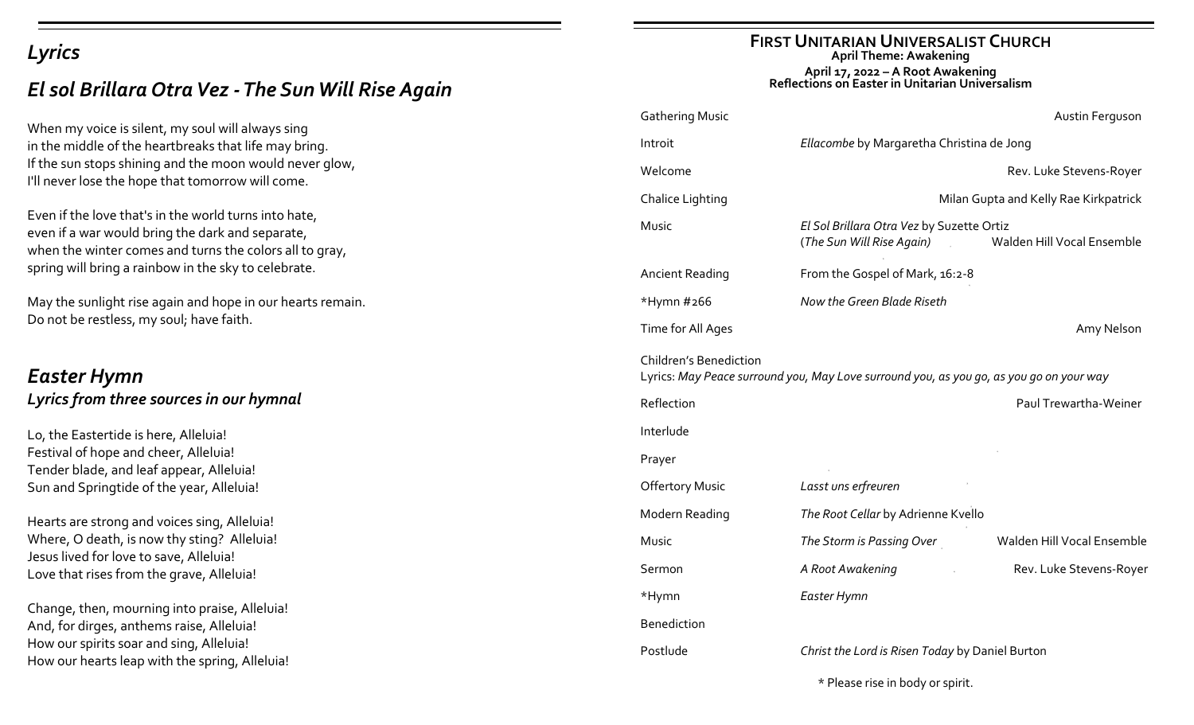# *Lyrics*

## *El sol Brillara Otra Vez - The Sun Will Rise Again*

When my voice is silent, my soul will always sing
in the middle of the heartbreaks that life may bring.
If the sun stops shining and the moon would never glow,
I'll never lose the hope that tomorrow will come.

Even if the love that's in the world turns into hate,
even if a war would bring the dark and separate,
when the winter comes and turns the colors all to gray,
spring will bring a rainbow in the sky to celebrate.

May the sunlight rise again and hope in our hearts remain.
Do not be restless, my soul; have faith.

## *Easter Hymn*

### *Lyrics from three sources in our hymnal*

Lo, the Eastertide is here, Alleluia!
Festival of hope and cheer, Alleluia!
Tender blade, and leaf appear, Alleluia!
Sun and Springtide of the year, Alleluia!

Hearts are strong and voices sing, Alleluia!
Where, O death, is now thy sting? Alleluia!
Jesus lived for love to save, Alleluia!
Love that rises from the grave, Alleluia!

Change, then, mourning into praise, Alleluia!
And, for dirges, anthems raise, Alleluia!
How our spirits soar and sing, Alleluia!
How our hearts leap with the spring, Alleluia!

# First Unitarian Universalist Church

**April Theme: Awakening**

**April 17, 2022 – A Root Awakening**
**Reflections on Easter in Unitarian Universalism**

| | | |
|---|---|---|
| Gathering Music | | Austin Ferguson |
| Introit | *Ellacombe* by Margaretha Christina de Jong | |
| Welcome | | Rev. Luke Stevens-Royer |
| Chalice Lighting | | Milan Gupta and Kelly Rae Kirkpatrick |
| Music | *El Sol Brillara Otra Vez* by Suzette Ortiz (*The Sun Will Rise Again*) | Walden Hill Vocal Ensemble |
| Ancient Reading | From the Gospel of Mark, 16:2-8 | |
| *Hymn #266 | *Now the Green Blade Riseth* | |
| Time for All Ages | | Amy Nelson |

Children's Benediction
Lyrics: *May Peace surround you, May Love surround you, as you go, as you go on your way*

| | | |
|---|---|---|
| Reflection | | Paul Trewartha-Weiner |
| Interlude | | |
| Prayer | | |
| Offertory Music | *Lasst uns erfreuen* | |
| Modern Reading | *The Root Cellar* by Adrienne Kvello | |
| Music | *The Storm is Passing Over* | Walden Hill Vocal Ensemble |
| Sermon | *A Root Awakening* | Rev. Luke Stevens-Royer |
| *Hymn | *Easter Hymn* | |
| Benediction | | |
| Postlude | *Christ the Lord is Risen Today* by Daniel Burton | |

\* Please rise in body or spirit.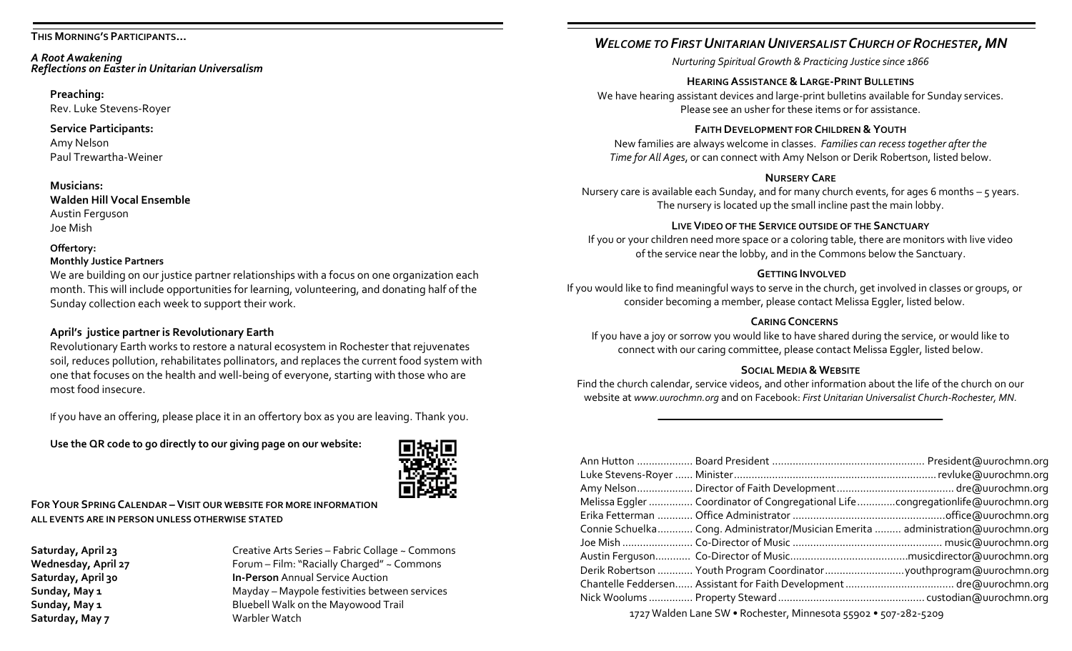**THIS MORNING'S PARTICIPANTS…**

***A Root Awakening***
***Reflections on Easter in Unitarian Universalism***

**Preaching:**
Rev. Luke Stevens-Royer

**Service Participants:**
Amy Nelson
Paul Trewartha-Weiner

**Musicians:**
**Walden Hill Vocal Ensemble**
Austin Ferguson
Joe Mish

**Offertory:**
**Monthly Justice Partners**

We are building on our justice partner relationships with a focus on one organization each month. This will include opportunities for learning, volunteering, and donating half of the Sunday collection each week to support their work.

**April's justice partner is Revolutionary Earth**

Revolutionary Earth works to restore a natural ecosystem in Rochester that rejuvenates soil, reduces pollution, rehabilitates pollinators, and replaces the current food system with one that focuses on the health and well-being of everyone, starting with those who are most food insecure.

If you have an offering, please place it in an offertory box as you are leaving. Thank you.

**Use the QR code to go directly to our giving page on our website:**

**FOR YOUR SPRING CALENDAR – VISIT OUR WEBSITE FOR MORE INFORMATION**
**ALL EVENTS ARE IN PERSON UNLESS OTHERWISE STATED**

| | |
|---|---|
| **Saturday, April 23** | Creative Arts Series – Fabric Collage ~ Commons |
| **Wednesday, April 27** | Forum – Film: "Racially Charged" ~ Commons |
| **Saturday, April 30** | **In-Person** Annual Service Auction |
| **Sunday, May 1** | Mayday – Maypole festivities between services |
| **Sunday, May 1** | Bluebell Walk on the Mayowood Trail |
| **Saturday, May 7** | Warbler Watch |

## *WELCOME TO FIRST UNITARIAN UNIVERSALIST CHURCH OF ROCHESTER, MN*

*Nurturing Spiritual Growth & Practicing Justice since 1866*

**HEARING ASSISTANCE & LARGE-PRINT BULLETINS**

We have hearing assistant devices and large-print bulletins available for Sunday services. Please see an usher for these items or for assistance.

**FAITH DEVELOPMENT FOR CHILDREN & YOUTH**

New families are always welcome in classes. *Families can recess together after the Time for All Ages*, or can connect with Amy Nelson or Derik Robertson, listed below.

**NURSERY CARE**

Nursery care is available each Sunday, and for many church events, for ages 6 months – 5 years. The nursery is located up the small incline past the main lobby.

**LIVE VIDEO OF THE SERVICE OUTSIDE OF THE SANCTUARY**

If you or your children need more space or a coloring table, there are monitors with live video of the service near the lobby, and in the Commons below the Sanctuary.

**GETTING INVOLVED**

If you would like to find meaningful ways to serve in the church, get involved in classes or groups, or consider becoming a member, please contact Melissa Eggler, listed below.

**CARING CONCERNS**

If you have a joy or sorrow you would like to have shared during the service, or would like to connect with our caring committee, please contact Melissa Eggler, listed below.

**SOCIAL MEDIA & WEBSITE**

Find the church calendar, service videos, and other information about the life of the church on our website at *www.uurochmn.org* and on Facebook: *First Unitarian Universalist Church-Rochester, MN.*

| | | |
|---|---|---|
| Ann Hutton | Board President | President@uurochmn.org |
| Luke Stevens-Royer | Minister | revluke@uurochmn.org |
| Amy Nelson | Director of Faith Development | dre@uurochmn.org |
| Melissa Eggler | Coordinator of Congregational Life | congregationlife@uurochmn.org |
| Erika Fetterman | Office Administrator | office@uurochmn.org |
| Connie Schuelka | Cong. Administrator/Musician Emerita | administration@uurochmn.org |
| Joe Mish | Co-Director of Music | music@uurochmn.org |
| Austin Ferguson | Co-Director of Music | musicdirector@uurochmn.org |
| Derik Robertson | Youth Program Coordinator | youthprogram@uurochmn.org |
| Chantelle Feddersen | Assistant for Faith Development | dre@uurochmn.org |
| Nick Woolums | Property Steward | custodian@uurochmn.org |

1727 Walden Lane SW • Rochester, Minnesota 55902 • 507-282-5209